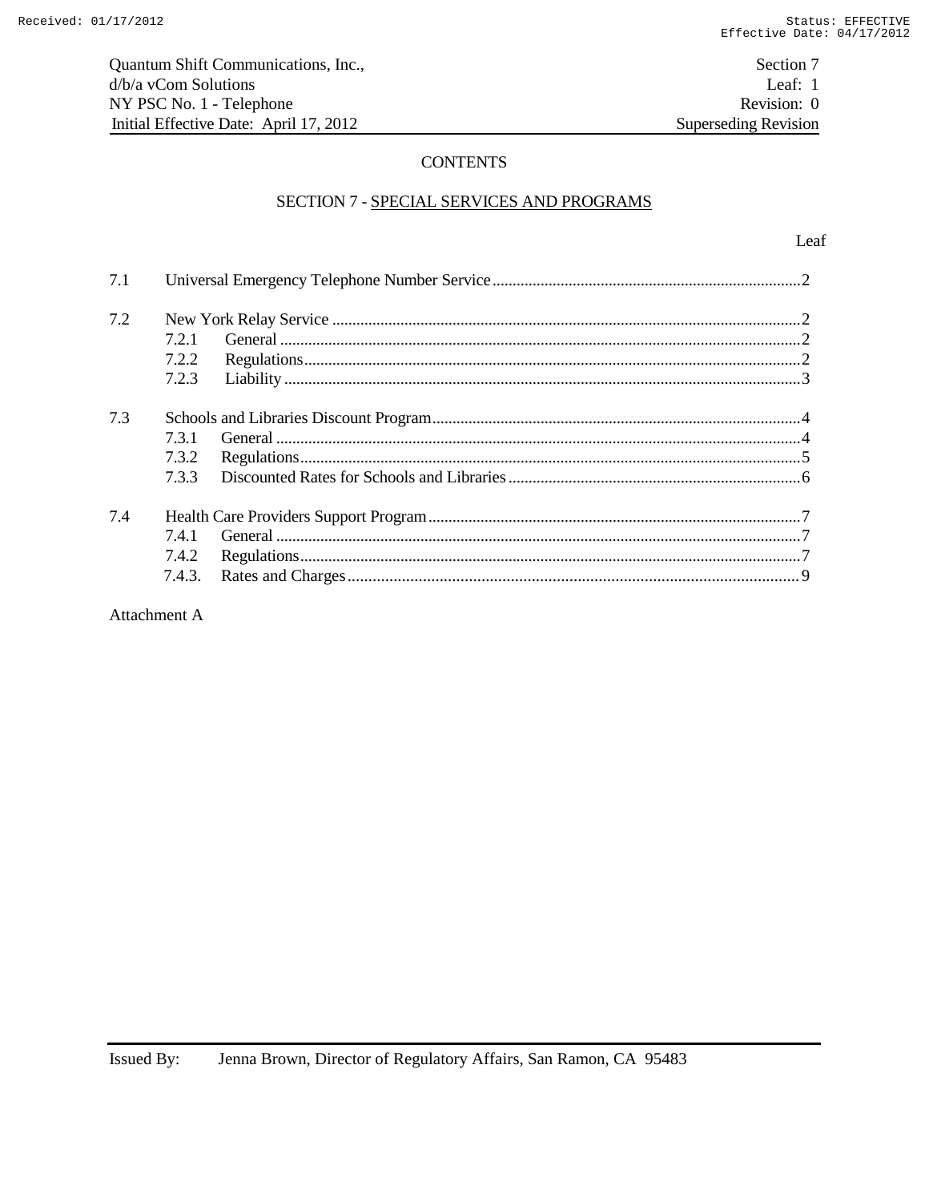# CONTENTS

## SECTION 7 - SPECIAL SERVICES AND PROGRAMS

| | | Leaf |
|---|---|---|
| 7.1 | Universal Emergency Telephone Number Service | 2 |
| 7.2 | New York Relay Service | 2 |
| | 7.2.1 General | 2 |
| | 7.2.2 Regulations | 2 |
| | 7.2.3 Liability | 3 |
| 7.3 | Schools and Libraries Discount Program | 4 |
| | 7.3.1 General | 4 |
| | 7.3.2 Regulations | 5 |
| | 7.3.3 Discounted Rates for Schools and Libraries | 6 |
| 7.4 | Health Care Providers Support Program | 7 |
| | 7.4.1 General | 7 |
| | 7.4.2 Regulations | 7 |
| | 7.4.3. Rates and Charges | 9 |

Attachment A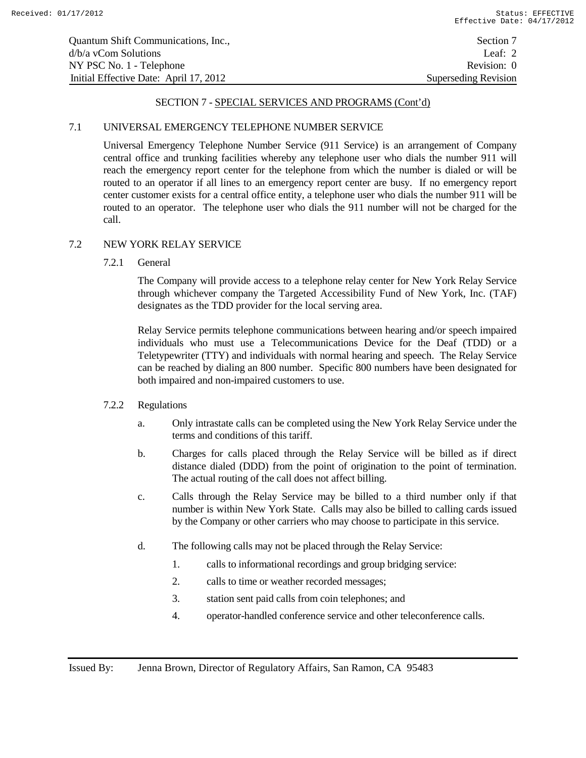## SECTION 7 - SPECIAL SERVICES AND PROGRAMS (Cont'd)

### 7.1 UNIVERSAL EMERGENCY TELEPHONE NUMBER SERVICE

Universal Emergency Telephone Number Service (911 Service) is an arrangement of Company central office and trunking facilities whereby any telephone user who dials the number 911 will reach the emergency report center for the telephone from which the number is dialed or will be routed to an operator if all lines to an emergency report center are busy. If no emergency report center customer exists for a central office entity, a telephone user who dials the number 911 will be routed to an operator. The telephone user who dials the 911 number will not be charged for the call.

### 7.2 NEW YORK RELAY SERVICE

#### 7.2.1 General

The Company will provide access to a telephone relay center for New York Relay Service through whichever company the Targeted Accessibility Fund of New York, Inc. (TAF) designates as the TDD provider for the local serving area.

Relay Service permits telephone communications between hearing and/or speech impaired individuals who must use a Telecommunications Device for the Deaf (TDD) or a Teletypewriter (TTY) and individuals with normal hearing and speech. The Relay Service can be reached by dialing an 800 number. Specific 800 numbers have been designated for both impaired and non-impaired customers to use.

#### 7.2.2 Regulations

a. Only intrastate calls can be completed using the New York Relay Service under the terms and conditions of this tariff.

b. Charges for calls placed through the Relay Service will be billed as if direct distance dialed (DDD) from the point of origination to the point of termination. The actual routing of the call does not affect billing.

c. Calls through the Relay Service may be billed to a third number only if that number is within New York State. Calls may also be billed to calling cards issued by the Company or other carriers who may choose to participate in this service.

d. The following calls may not be placed through the Relay Service:

1. calls to informational recordings and group bridging service:
2. calls to time or weather recorded messages;
3. station sent paid calls from coin telephones; and
4. operator-handled conference service and other teleconference calls.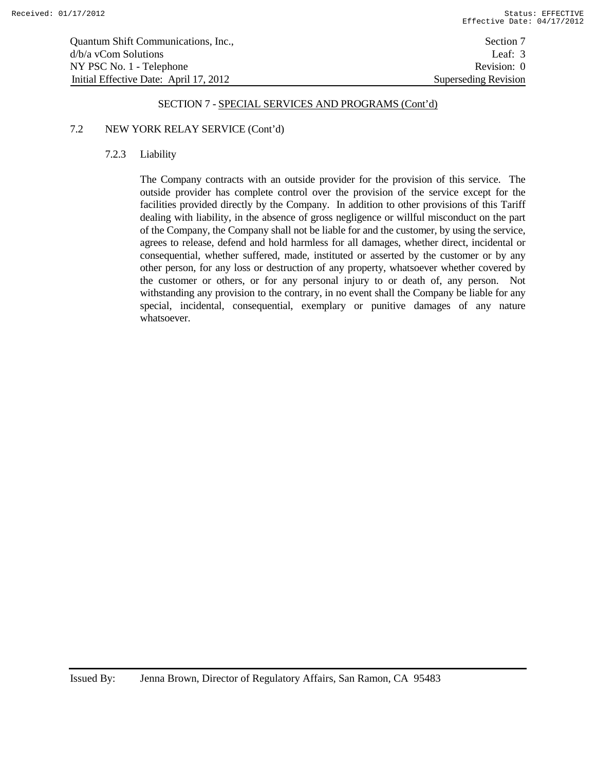## SECTION 7 - SPECIAL SERVICES AND PROGRAMS (Cont'd)

### 7.2 NEW YORK RELAY SERVICE (Cont'd)

#### 7.2.3 Liability

The Company contracts with an outside provider for the provision of this service. The outside provider has complete control over the provision of the service except for the facilities provided directly by the Company. In addition to other provisions of this Tariff dealing with liability, in the absence of gross negligence or willful misconduct on the part of the Company, the Company shall not be liable for and the customer, by using the service, agrees to release, defend and hold harmless for all damages, whether direct, incidental or consequential, whether suffered, made, instituted or asserted by the customer or by any other person, for any loss or destruction of any property, whatsoever whether covered by the customer or others, or for any personal injury to or death of, any person. Not withstanding any provision to the contrary, in no event shall the Company be liable for any special, incidental, consequential, exemplary or punitive damages of any nature whatsoever.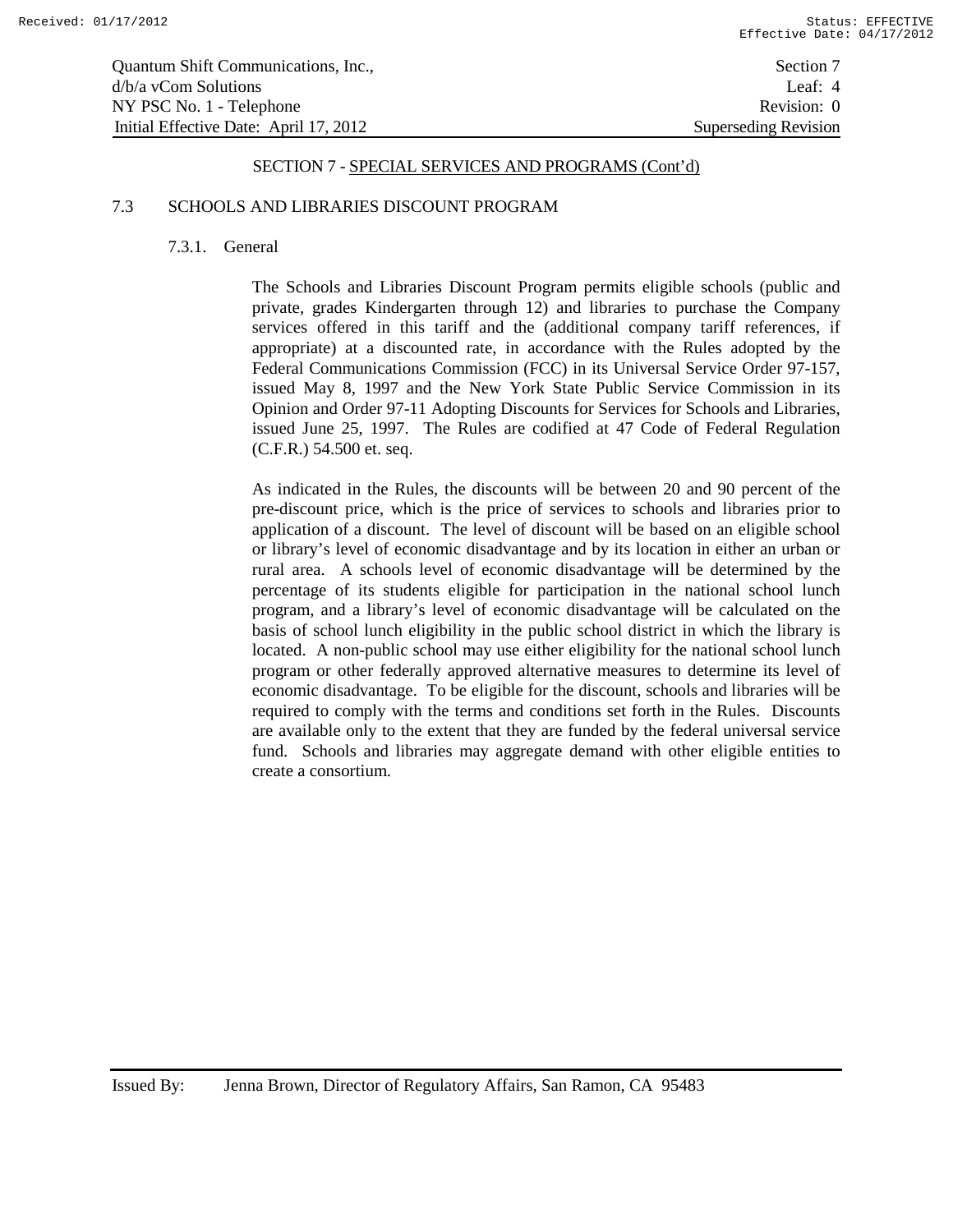## SECTION 7 - SPECIAL SERVICES AND PROGRAMS (Cont'd)

### 7.3 SCHOOLS AND LIBRARIES DISCOUNT PROGRAM

#### 7.3.1. General

The Schools and Libraries Discount Program permits eligible schools (public and private, grades Kindergarten through 12) and libraries to purchase the Company services offered in this tariff and the (additional company tariff references, if appropriate) at a discounted rate, in accordance with the Rules adopted by the Federal Communications Commission (FCC) in its Universal Service Order 97-157, issued May 8, 1997 and the New York State Public Service Commission in its Opinion and Order 97-11 Adopting Discounts for Services for Schools and Libraries, issued June 25, 1997. The Rules are codified at 47 Code of Federal Regulation (C.F.R.) 54.500 et. seq.

As indicated in the Rules, the discounts will be between 20 and 90 percent of the pre-discount price, which is the price of services to schools and libraries prior to application of a discount. The level of discount will be based on an eligible school or library's level of economic disadvantage and by its location in either an urban or rural area. A schools level of economic disadvantage will be determined by the percentage of its students eligible for participation in the national school lunch program, and a library's level of economic disadvantage will be calculated on the basis of school lunch eligibility in the public school district in which the library is located. A non-public school may use either eligibility for the national school lunch program or other federally approved alternative measures to determine its level of economic disadvantage. To be eligible for the discount, schools and libraries will be required to comply with the terms and conditions set forth in the Rules. Discounts are available only to the extent that they are funded by the federal universal service fund. Schools and libraries may aggregate demand with other eligible entities to create a consortium.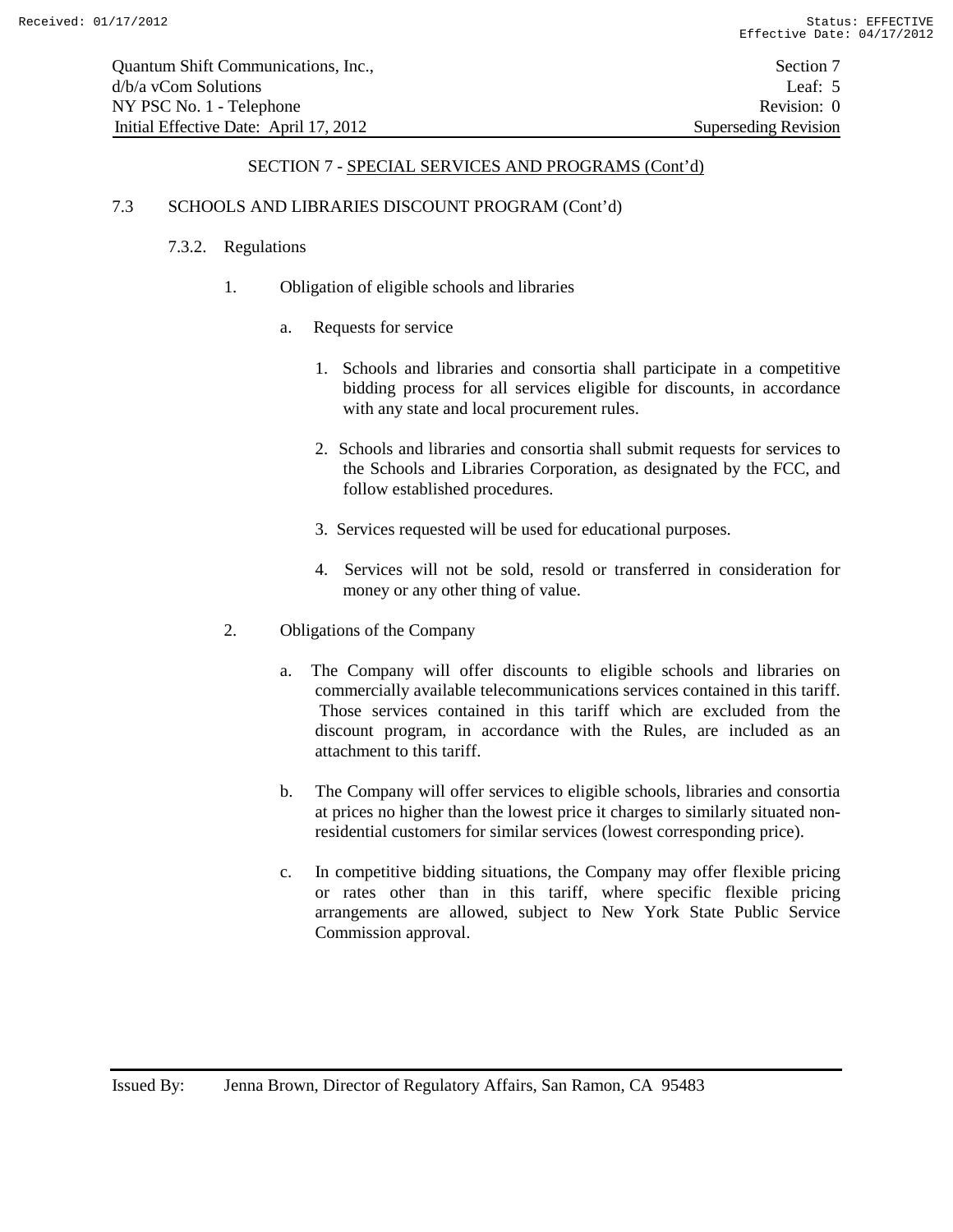## SECTION 7 - SPECIAL SERVICES AND PROGRAMS (Cont'd)

### 7.3 SCHOOLS AND LIBRARIES DISCOUNT PROGRAM (Cont'd)

#### 7.3.2. Regulations

1. Obligation of eligible schools and libraries

   a. Requests for service

      1. Schools and libraries and consortia shall participate in a competitive bidding process for all services eligible for discounts, in accordance with any state and local procurement rules.

      2. Schools and libraries and consortia shall submit requests for services to the Schools and Libraries Corporation, as designated by the FCC, and follow established procedures.

      3. Services requested will be used for educational purposes.

      4. Services will not be sold, resold or transferred in consideration for money or any other thing of value.

2. Obligations of the Company

   a. The Company will offer discounts to eligible schools and libraries on commercially available telecommunications services contained in this tariff. Those services contained in this tariff which are excluded from the discount program, in accordance with the Rules, are included as an attachment to this tariff.

   b. The Company will offer services to eligible schools, libraries and consortia at prices no higher than the lowest price it charges to similarly situated non-residential customers for similar services (lowest corresponding price).

   c. In competitive bidding situations, the Company may offer flexible pricing or rates other than in this tariff, where specific flexible pricing arrangements are allowed, subject to New York State Public Service Commission approval.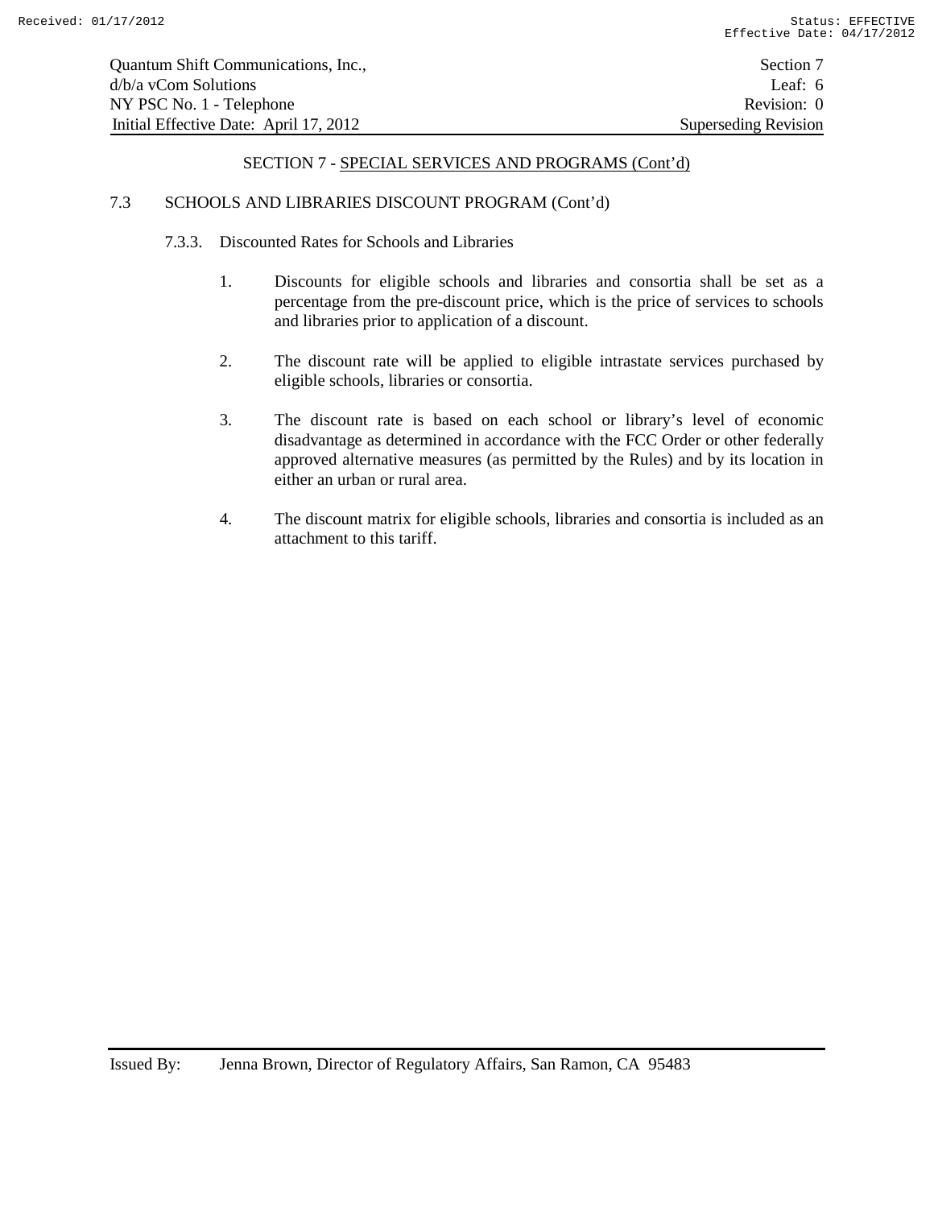## SECTION 7 - SPECIAL SERVICES AND PROGRAMS (Cont'd)

### 7.3 SCHOOLS AND LIBRARIES DISCOUNT PROGRAM (Cont'd)

#### 7.3.3. Discounted Rates for Schools and Libraries

1. Discounts for eligible schools and libraries and consortia shall be set as a percentage from the pre-discount price, which is the price of services to schools and libraries prior to application of a discount.

2. The discount rate will be applied to eligible intrastate services purchased by eligible schools, libraries or consortia.

3. The discount rate is based on each school or library's level of economic disadvantage as determined in accordance with the FCC Order or other federally approved alternative measures (as permitted by the Rules) and by its location in either an urban or rural area.

4. The discount matrix for eligible schools, libraries and consortia is included as an attachment to this tariff.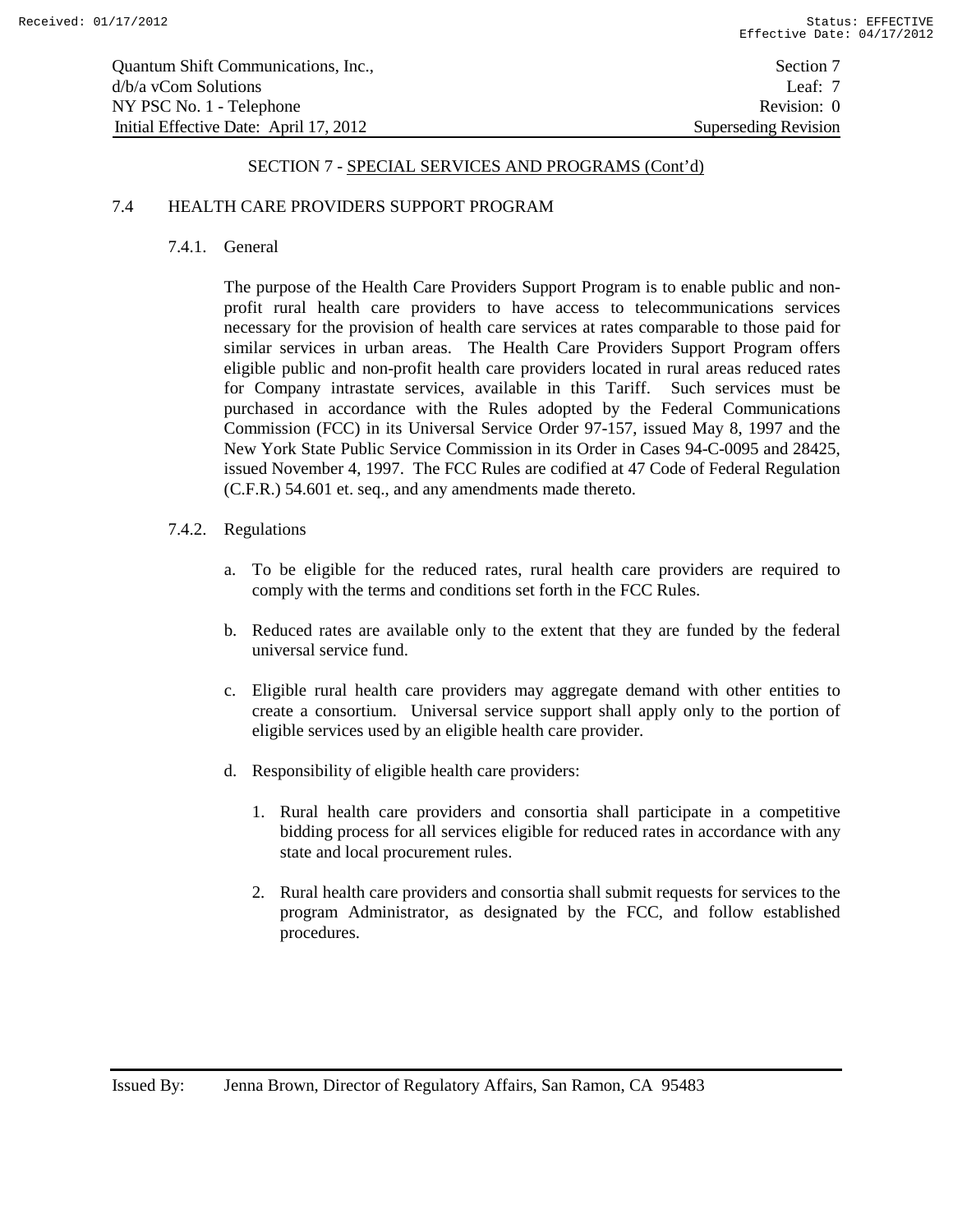## SECTION 7 - SPECIAL SERVICES AND PROGRAMS (Cont'd)

### 7.4 HEALTH CARE PROVIDERS SUPPORT PROGRAM

#### 7.4.1. General

The purpose of the Health Care Providers Support Program is to enable public and non-profit rural health care providers to have access to telecommunications services necessary for the provision of health care services at rates comparable to those paid for similar services in urban areas. The Health Care Providers Support Program offers eligible public and non-profit health care providers located in rural areas reduced rates for Company intrastate services, available in this Tariff. Such services must be purchased in accordance with the Rules adopted by the Federal Communications Commission (FCC) in its Universal Service Order 97-157, issued May 8, 1997 and the New York State Public Service Commission in its Order in Cases 94-C-0095 and 28425, issued November 4, 1997. The FCC Rules are codified at 47 Code of Federal Regulation (C.F.R.) 54.601 et. seq., and any amendments made thereto.

#### 7.4.2. Regulations

a. To be eligible for the reduced rates, rural health care providers are required to comply with the terms and conditions set forth in the FCC Rules.

b. Reduced rates are available only to the extent that they are funded by the federal universal service fund.

c. Eligible rural health care providers may aggregate demand with other entities to create a consortium. Universal service support shall apply only to the portion of eligible services used by an eligible health care provider.

d. Responsibility of eligible health care providers:

1. Rural health care providers and consortia shall participate in a competitive bidding process for all services eligible for reduced rates in accordance with any state and local procurement rules.

2. Rural health care providers and consortia shall submit requests for services to the program Administrator, as designated by the FCC, and follow established procedures.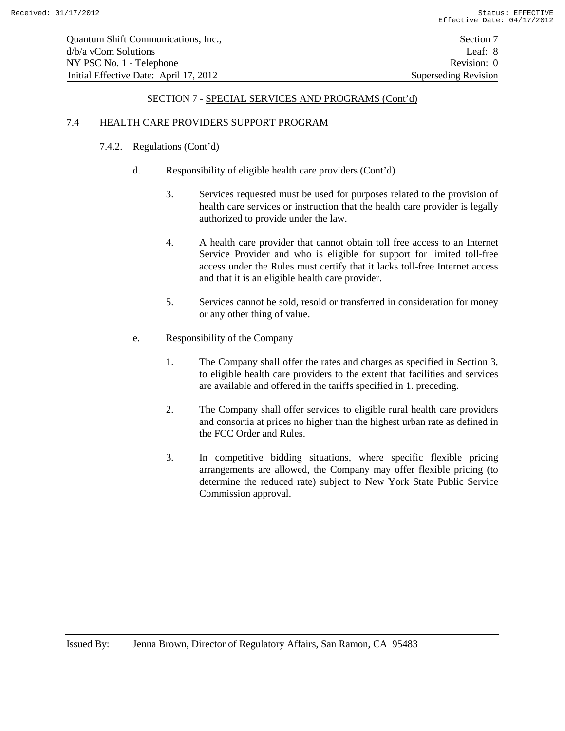## SECTION 7 - SPECIAL SERVICES AND PROGRAMS (Cont'd)

### 7.4 HEALTH CARE PROVIDERS SUPPORT PROGRAM

#### 7.4.2. Regulations (Cont'd)

d. Responsibility of eligible health care providers (Cont'd)

3. Services requested must be used for purposes related to the provision of health care services or instruction that the health care provider is legally authorized to provide under the law.

4. A health care provider that cannot obtain toll free access to an Internet Service Provider and who is eligible for support for limited toll-free access under the Rules must certify that it lacks toll-free Internet access and that it is an eligible health care provider.

5. Services cannot be sold, resold or transferred in consideration for money or any other thing of value.

e. Responsibility of the Company

1. The Company shall offer the rates and charges as specified in Section 3, to eligible health care providers to the extent that facilities and services are available and offered in the tariffs specified in 1. preceding.

2. The Company shall offer services to eligible rural health care providers and consortia at prices no higher than the highest urban rate as defined in the FCC Order and Rules.

3. In competitive bidding situations, where specific flexible pricing arrangements are allowed, the Company may offer flexible pricing (to determine the reduced rate) subject to New York State Public Service Commission approval.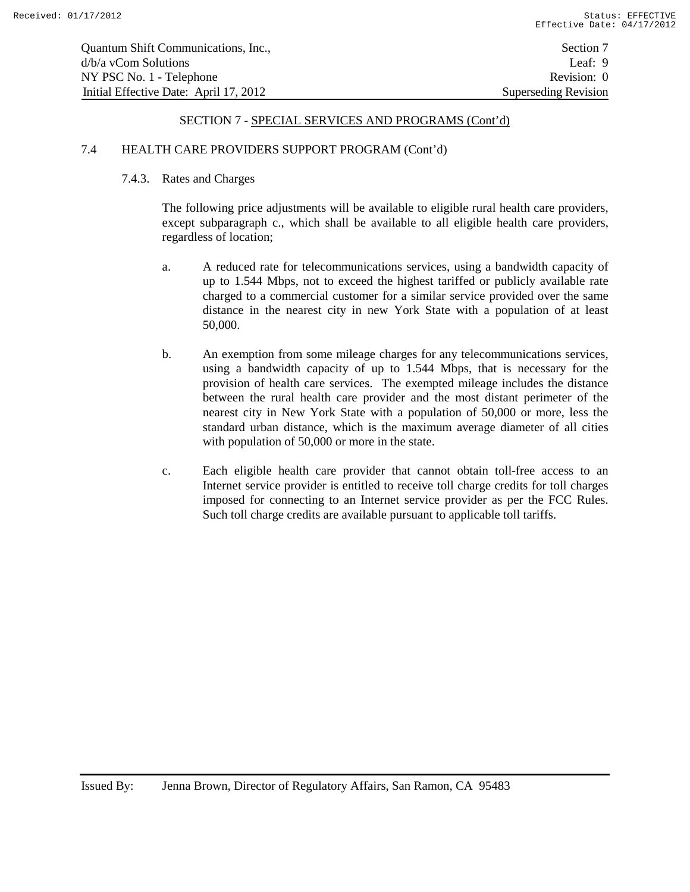## SECTION 7 - SPECIAL SERVICES AND PROGRAMS (Cont'd)

### 7.4 HEALTH CARE PROVIDERS SUPPORT PROGRAM (Cont'd)

#### 7.4.3. Rates and Charges

The following price adjustments will be available to eligible rural health care providers, except subparagraph c., which shall be available to all eligible health care providers, regardless of location;

a. A reduced rate for telecommunications services, using a bandwidth capacity of up to 1.544 Mbps, not to exceed the highest tariffed or publicly available rate charged to a commercial customer for a similar service provided over the same distance in the nearest city in new York State with a population of at least 50,000.

b. An exemption from some mileage charges for any telecommunications services, using a bandwidth capacity of up to 1.544 Mbps, that is necessary for the provision of health care services. The exempted mileage includes the distance between the rural health care provider and the most distant perimeter of the nearest city in New York State with a population of 50,000 or more, less the standard urban distance, which is the maximum average diameter of all cities with population of 50,000 or more in the state.

c. Each eligible health care provider that cannot obtain toll-free access to an Internet service provider is entitled to receive toll charge credits for toll charges imposed for connecting to an Internet service provider as per the FCC Rules. Such toll charge credits are available pursuant to applicable toll tariffs.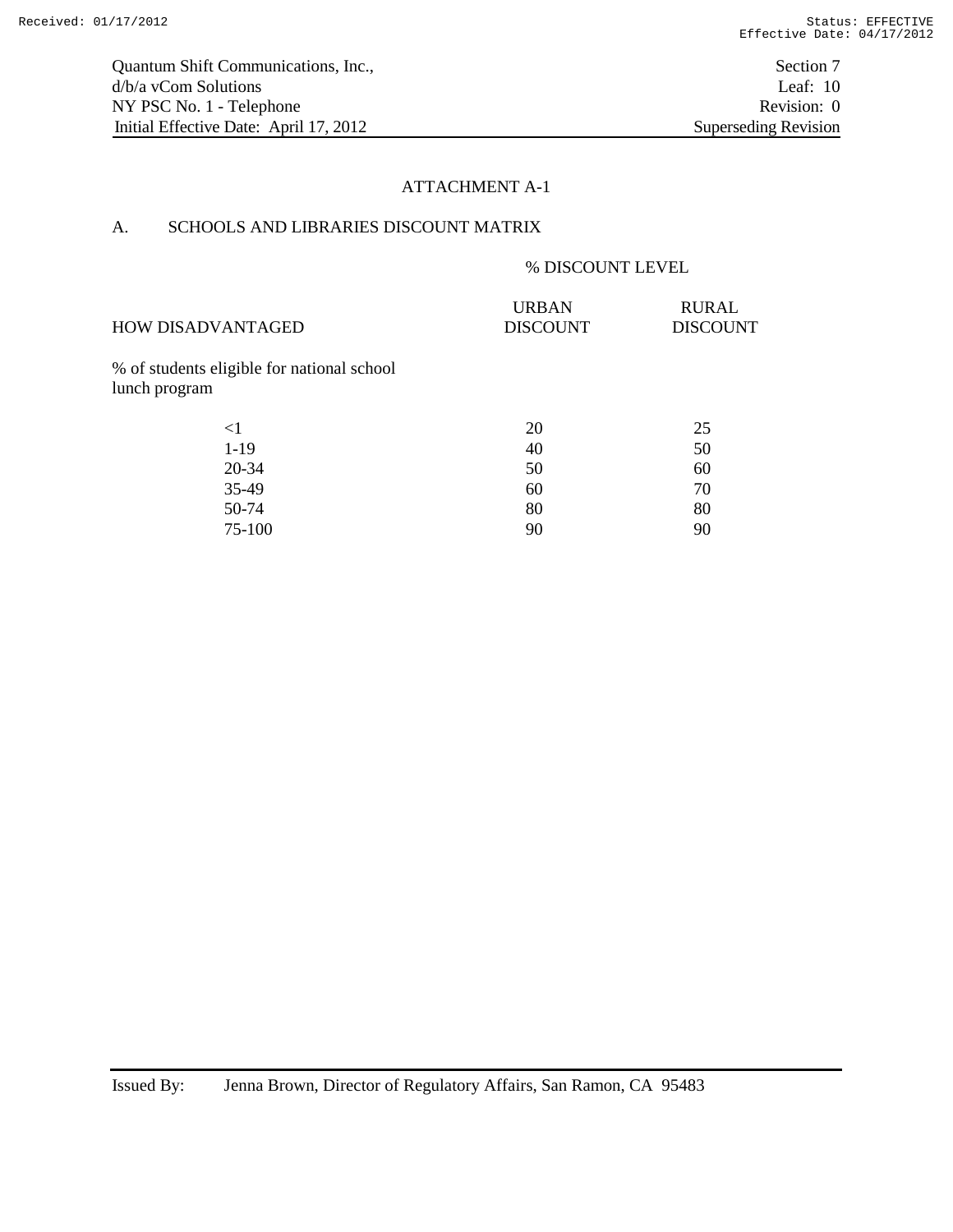## ATTACHMENT A-1

### A. SCHOOLS AND LIBRARIES DISCOUNT MATRIX

| HOW DISADVANTAGED | % DISCOUNT LEVEL | |
|---|---|---|
| | URBAN DISCOUNT | RURAL DISCOUNT |
| % of students eligible for national school lunch program | | |
| <1 | 20 | 25 |
| 1-19 | 40 | 50 |
| 20-34 | 50 | 60 |
| 35-49 | 60 | 70 |
| 50-74 | 80 | 80 |
| 75-100 | 90 | 90 |